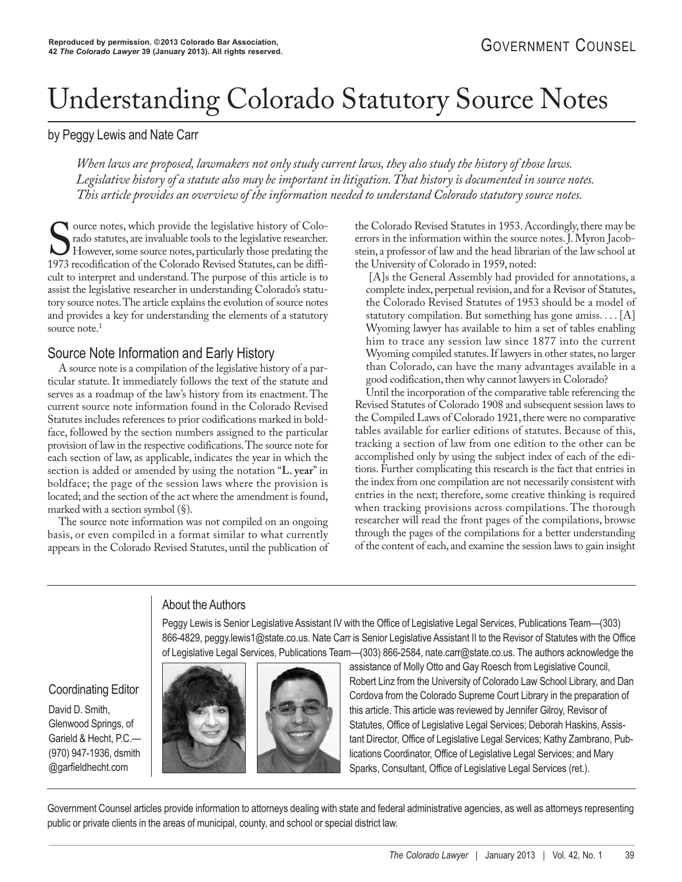Reproduced by permission. ©2013 Colorado Bar Association, 42 *The Colorado Lawyer* 39 (January 2013). All rights reserved.

GOVERNMENT COUNSEL

# Understanding Colorado Statutory Source Notes

by Peggy Lewis and Nate Carr

*When laws are proposed, lawmakers not only study current laws, they also study the history of those laws. Legislative history of a statute also may be important in litigation. That history is documented in source notes. This article provides an overview of the information needed to understand Colorado statutory source notes.*

Source notes, which provide the legislative history of Colorado statutes, are invaluable tools to the legislative researcher. However, some source notes, particularly those predating the 1973 recodification of the Colorado Revised Statutes, can be difficult to interpret and understand. The purpose of this article is to assist the legislative researcher in understanding Colorado's statutory source notes. The article explains the evolution of source notes and provides a key for understanding the elements of a statutory source note.[1]

## Source Note Information and Early History

A source note is a compilation of the legislative history of a particular statute. It immediately follows the text of the statute and serves as a roadmap of the law's history from its enactment. The current source note information found in the Colorado Revised Statutes includes references to prior codifications marked in boldface, followed by the section numbers assigned to the particular provision of law in the respective codifications. The source note for each section of law, as applicable, indicates the year in which the section is added or amended by using the notation "**L. year**" in boldface; the page of the session laws where the provision is located; and the section of the act where the amendment is found, marked with a section symbol (§).

The source note information was not compiled on an ongoing basis, or even compiled in a format similar to what currently appears in the Colorado Revised Statutes, until the publication of the Colorado Revised Statutes in 1953. Accordingly, there may be errors in the information within the source notes. J. Myron Jacobstein, a professor of law and the head librarian of the law school at the University of Colorado in 1959, noted:

> [A]s the General Assembly had provided for annotations, a complete index, perpetual revision, and for a Revisor of Statutes, the Colorado Revised Statutes of 1953 should be a model of statutory compilation. But something has gone amiss. . . . [A] Wyoming lawyer has available to him a set of tables enabling him to trace any session law since 1877 into the current Wyoming compiled statutes. If lawyers in other states, no larger than Colorado, can have the many advantages available in a good codification, then why cannot lawyers in Colorado?

Until the incorporation of the comparative table referencing the Revised Statutes of Colorado 1908 and subsequent session laws to the Compiled Laws of Colorado 1921, there were no comparative tables available for earlier editions of statutes. Because of this, tracking a section of law from one edition to the other can be accomplished only by using the subject index of each of the editions. Further complicating this research is the fact that entries in the index from one compilation are not necessarily consistent with entries in the next; therefore, some creative thinking is required when tracking provisions across compilations. The thorough researcher will read the front pages of the compilations, browse through the pages of the compilations for a better understanding of the content of each, and examine the session laws to gain insight

### About the Authors

Peggy Lewis is Senior Legislative Assistant IV with the Office of Legislative Legal Services, Publications Team—(303) 866-4829, peggy.lewis1@state.co.us. Nate Carr is Senior Legislative Assistant II to the Revisor of Statutes with the Office of Legislative Legal Services, Publications Team—(303) 866-2584, nate.carr@state.co.us. The authors acknowledge the assistance of Molly Otto and Gay Roesch from Legislative Council, Robert Linz from the University of Colorado Law School Library, and Dan Cordova from the Colorado Supreme Court Library in the preparation of this article. This article was reviewed by Jennifer Gilroy, Revisor of Statutes, Office of Legislative Legal Services; Deborah Haskins, Assistant Director, Office of Legislative Legal Services; Kathy Zambrano, Publications Coordinator, Office of Legislative Legal Services; and Mary Sparks, Consultant, Office of Legislative Legal Services (ret.).

### Coordinating Editor

David D. Smith, Glenwood Springs, of Garield & Hecht, P.C.—(970) 947-1936, dsmith @garfieldhecht.com

Government Counsel articles provide information to attorneys dealing with state and federal administrative agencies, as well as attorneys representing public or private clients in the areas of municipal, county, and school or special district law.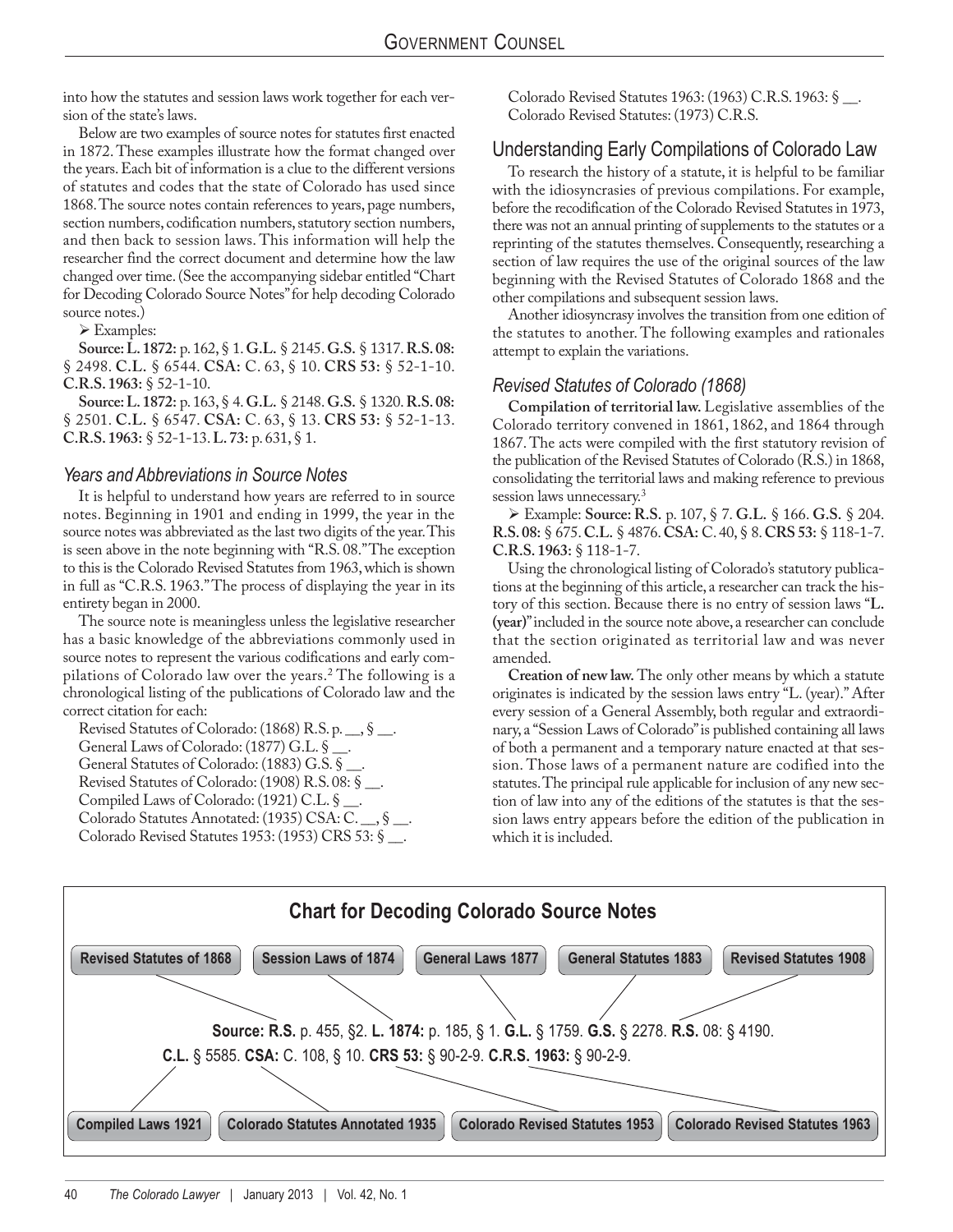into how the statutes and session laws work together for each version of the state's laws.

Below are two examples of source notes for statutes first enacted in 1872. These examples illustrate how the format changed over the years. Each bit of information is a clue to the different versions of statutes and codes that the state of Colorado has used since 1868. The source notes contain references to years, page numbers, section numbers, codification numbers, statutory section numbers, and then back to session laws. This information will help the researcher find the correct document and determine how the law changed over time. (See the accompanying sidebar entitled "Chart for Decoding Colorado Source Notes" for help decoding Colorado source notes.)

➢ Examples:

**Source: L. 1872:** p. 162, § 1. **G.L.** § 2145. **G.S.** § 1317. **R.S. 08:** § 2498. **C.L.** § 6544. **CSA:** C. 63, § 10. **CRS 53:** § 52-1-10. **C.R.S. 1963:** § 52-1-10.

**Source: L. 1872:** p. 163, § 4. **G.L.** § 2148. **G.S.** § 1320. **R.S. 08:** § 2501. **C.L.** § 6547. **CSA:** C. 63, § 13. **CRS 53:** § 52-1-13. **C.R.S. 1963:** § 52-1-13. **L. 73:** p. 631, § 1.

### *Years and Abbreviations in Source Notes*

It is helpful to understand how years are referred to in source notes. Beginning in 1901 and ending in 1999, the year in the source notes was abbreviated as the last two digits of the year. This is seen above in the note beginning with "R.S. 08." The exception to this is the Colorado Revised Statutes from 1963, which is shown in full as "C.R.S. 1963." The process of displaying the year in its entirety began in 2000.

The source note is meaningless unless the legislative researcher has a basic knowledge of the abbreviations commonly used in source notes to represent the various codifications and early compilations of Colorado law over the years.[2] The following is a chronological listing of the publications of Colorado law and the correct citation for each:

Revised Statutes of Colorado: (1868) R.S. p. __, § __.
General Laws of Colorado: (1877) G.L. § __.
General Statutes of Colorado: (1883) G.S. § __.
Revised Statutes of Colorado: (1908) R.S. 08: § __.
Compiled Laws of Colorado: (1921) C.L. § __.
Colorado Statutes Annotated: (1935) CSA: C. __, § __.
Colorado Revised Statutes 1953: (1953) CRS 53: § __.
Colorado Revised Statutes 1963: (1963) C.R.S. 1963: § __.
Colorado Revised Statutes: (1973) C.R.S.

## Understanding Early Compilations of Colorado Law

To research the history of a statute, it is helpful to be familiar with the idiosyncrasies of previous compilations. For example, before the recodification of the Colorado Revised Statutes in 1973, there was not an annual printing of supplements to the statutes or a reprinting of the statutes themselves. Consequently, researching a section of law requires the use of the original sources of the law beginning with the Revised Statutes of Colorado 1868 and the other compilations and subsequent session laws.

Another idiosyncrasy involves the transition from one edition of the statutes to another. The following examples and rationales attempt to explain the variations.

### *Revised Statutes of Colorado (1868)*

**Compilation of territorial law.** Legislative assemblies of the Colorado territory convened in 1861, 1862, and 1864 through 1867. The acts were compiled with the first statutory revision of the publication of the Revised Statutes of Colorado (R.S.) in 1868, consolidating the territorial laws and making reference to previous session laws unnecessary.[3]

➢ Example: **Source: R.S.** p. 107, § 7. **G.L.** § 166. **G.S.** § 204. **R.S. 08:** § 675. **C.L.** § 4876. **CSA:** C. 40, § 8. **CRS 53:** § 118-1-7. **C.R.S. 1963:** § 118-1-7.

Using the chronological listing of Colorado's statutory publications at the beginning of this article, a researcher can track the history of this section. Because there is no entry of session laws "**L. (year)**" included in the source note above, a researcher can conclude that the section originated as territorial law and was never amended.

**Creation of new law.** The only other means by which a statute originates is indicated by the session laws entry "L. (year)." After every session of a General Assembly, both regular and extraordinary, a "Session Laws of Colorado" is published containing all laws of both a permanent and a temporary nature enacted at that session. Those laws of a permanent nature are codified into the statutes. The principal rule applicable for inclusion of any new section of law into any of the editions of the statutes is that the session laws entry appears before the edition of the publication in which it is included.

## Chart for Decoding Colorado Source Notes

Revised Statutes of 1868
Session Laws of 1874
General Laws 1877
General Statutes 1883
Revised Statutes 1908

**Source: R.S.** p. 455, §2. **L. 1874:** p. 185, § 1. **G.L.** § 1759. **G.S.** § 2278. **R.S.** 08: § 4190. **C.L.** § 5585. **CSA:** C. 108, § 10. **CRS 53:** § 90-2-9. **C.R.S. 1963:** § 90-2-9.

Compiled Laws 1921
Colorado Statutes Annotated 1935
Colorado Revised Statutes 1953
Colorado Revised Statutes 1963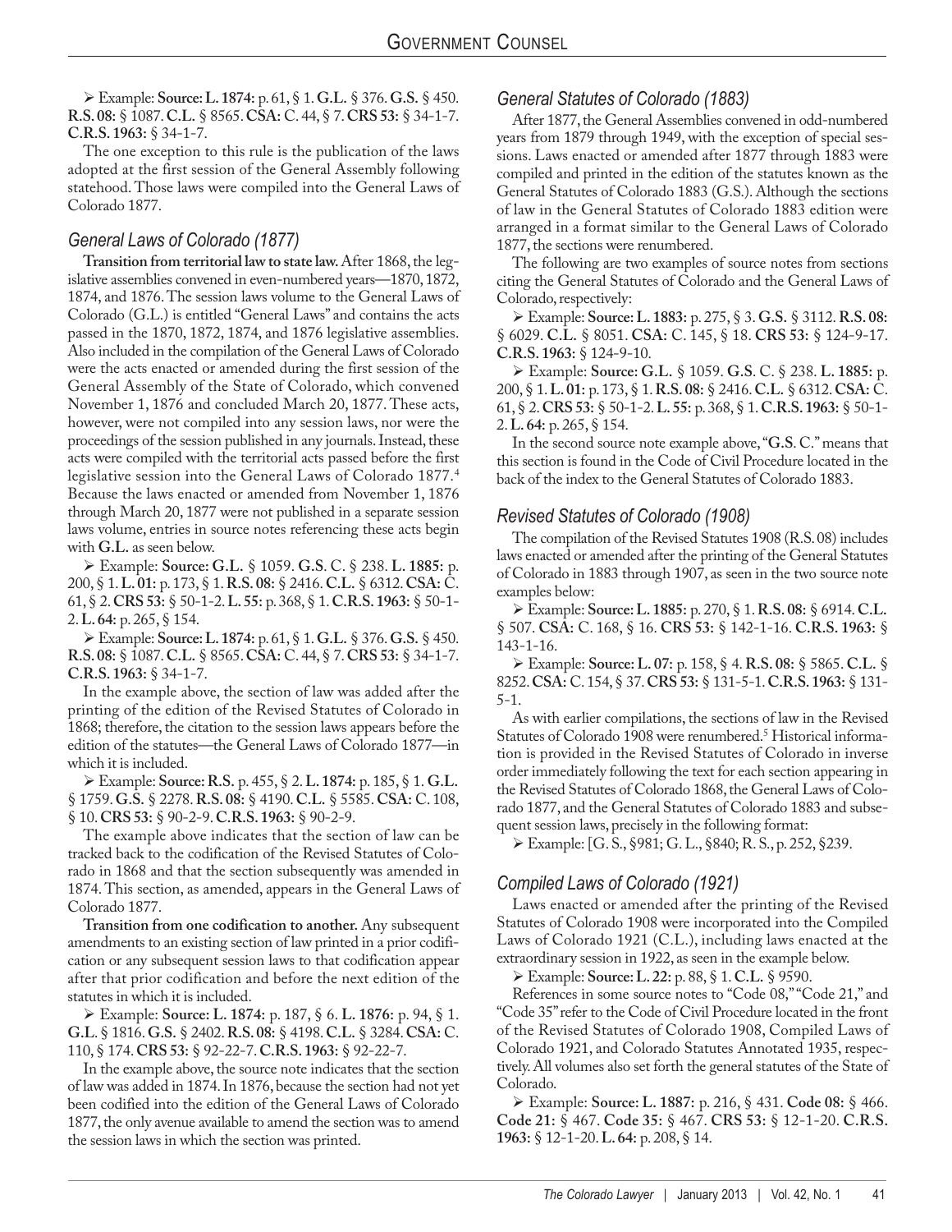➢ Example: **Source: L. 1874:** p. 61, § 1. **G.L.** § 376. **G.S.** § 450. **R.S. 08:** § 1087. **C.L.** § 8565. **CSA:** C. 44, § 7. **CRS 53:** § 34-1-7. **C.R.S. 1963:** § 34-1-7.

The one exception to this rule is the publication of the laws adopted at the first session of the General Assembly following statehood. Those laws were compiled into the General Laws of Colorado 1877.

### *General Laws of Colorado (1877)*

**Transition from territorial law to state law.** After 1868, the legislative assemblies convened in even-numbered years—1870, 1872, 1874, and 1876. The session laws volume to the General Laws of Colorado (G.L.) is entitled "General Laws" and contains the acts passed in the 1870, 1872, 1874, and 1876 legislative assemblies. Also included in the compilation of the General Laws of Colorado were the acts enacted or amended during the first session of the General Assembly of the State of Colorado, which convened November 1, 1876 and concluded March 20, 1877. These acts, however, were not compiled into any session laws, nor were the proceedings of the session published in any journals. Instead, these acts were compiled with the territorial acts passed before the first legislative session into the General Laws of Colorado 1877.[4] Because the laws enacted or amended from November 1, 1876 through March 20, 1877 were not published in a separate session laws volume, entries in source notes referencing these acts begin with **G.L.** as seen below.

➢ Example: **Source: G.L.** § 1059. **G.S.** C. § 238. **L. 1885:** p. 200, § 1. **L. 01:** p. 173, § 1. **R.S. 08:** § 2416. **C.L.** § 6312. **CSA:** C. 61, § 2. **CRS 53:** § 50-1-2. **L. 55:** p. 368, § 1. **C.R.S. 1963:** § 50-1-2. **L. 64:** p. 265, § 154.

➢ Example: **Source: L. 1874:** p. 61, § 1. **G.L.** § 376. **G.S.** § 450. **R.S. 08:** § 1087. **C.L.** § 8565. **CSA:** C. 44, § 7. **CRS 53:** § 34-1-7. **C.R.S. 1963:** § 34-1-7.

In the example above, the section of law was added after the printing of the edition of the Revised Statutes of Colorado in 1868; therefore, the citation to the session laws appears before the edition of the statutes—the General Laws of Colorado 1877—in which it is included.

➢ Example: **Source: R.S.** p. 455, § 2. **L. 1874:** p. 185, § 1. **G.L.** § 1759. **G.S.** § 2278. **R.S. 08:** § 4190. **C.L.** § 5585. **CSA:** C. 108, § 10. **CRS 53:** § 90-2-9. **C.R.S. 1963:** § 90-2-9.

The example above indicates that the section of law can be tracked back to the codification of the Revised Statutes of Colorado in 1868 and that the section subsequently was amended in 1874. This section, as amended, appears in the General Laws of Colorado 1877.

**Transition from one codification to another.** Any subsequent amendments to an existing section of law printed in a prior codification or any subsequent session laws to that codification appear after that prior codification and before the next edition of the statutes in which it is included.

➢ Example: **Source: L. 1874:** p. 187, § 6. **L. 1876:** p. 94, § 1. **G.L.** § 1816. **G.S.** § 2402. **R.S. 08:** § 4198. **C.L.** § 3284. **CSA:** C. 110, § 174. **CRS 53:** § 92-22-7. **C.R.S. 1963:** § 92-22-7.

In the example above, the source note indicates that the section of law was added in 1874. In 1876, because the section had not yet been codified into the edition of the General Laws of Colorado 1877, the only avenue available to amend the section was to amend the session laws in which the section was printed.

### *General Statutes of Colorado (1883)*

After 1877, the General Assemblies convened in odd-numbered years from 1879 through 1949, with the exception of special sessions. Laws enacted or amended after 1877 through 1883 were compiled and printed in the edition of the statutes known as the General Statutes of Colorado 1883 (G.S.). Although the sections of law in the General Statutes of Colorado 1883 edition were arranged in a format similar to the General Laws of Colorado 1877, the sections were renumbered.

The following are two examples of source notes from sections citing the General Statutes of Colorado and the General Laws of Colorado, respectively:

➢ Example: **Source: L. 1883:** p. 275, § 3. **G.S.** § 3112. **R.S. 08:** § 6029. **C.L.** § 8051. **CSA:** C. 145, § 18. **CRS 53:** § 124-9-17. **C.R.S. 1963:** § 124-9-10.

➢ Example: **Source: G.L.** § 1059. **G.S.** C. § 238. **L. 1885:** p. 200, § 1. **L. 01:** p. 173, § 1. **R.S. 08:** § 2416. **C.L.** § 6312. **CSA:** C. 61, § 2. **CRS 53:** § 50-1-2. **L. 55:** p. 368, § 1. **C.R.S. 1963:** § 50-1-2. **L. 64:** p. 265, § 154.

In the second source note example above, "**G.S.** C." means that this section is found in the Code of Civil Procedure located in the back of the index to the General Statutes of Colorado 1883.

### *Revised Statutes of Colorado (1908)*

The compilation of the Revised Statutes 1908 (R.S. 08) includes laws enacted or amended after the printing of the General Statutes of Colorado in 1883 through 1907, as seen in the two source note examples below:

➢ Example: **Source: L. 1885:** p. 270, § 1. **R.S. 08:** § 6914. **C.L.** § 507. **CSA:** C. 168, § 16. **CRS 53:** § 142-1-16. **C.R.S. 1963:** § 143-1-16.

➢ Example: **Source: L. 07:** p. 158, § 4. **R.S. 08:** § 5865. **C.L.** § 8252. **CSA:** C. 154, § 37. **CRS 53:** § 131-5-1. **C.R.S. 1963:** § 131-5-1.

As with earlier compilations, the sections of law in the Revised Statutes of Colorado 1908 were renumbered.[5] Historical information is provided in the Revised Statutes of Colorado in inverse order immediately following the text for each section appearing in the Revised Statutes of Colorado 1868, the General Laws of Colorado 1877, and the General Statutes of Colorado 1883 and subsequent session laws, precisely in the following format:

➢ Example: [G. S., §981; G. L., §840; R. S., p. 252, §239.

### *Compiled Laws of Colorado (1921)*

Laws enacted or amended after the printing of the Revised Statutes of Colorado 1908 were incorporated into the Compiled Laws of Colorado 1921 (C.L.), including laws enacted at the extraordinary session in 1922, as seen in the example below.

➢ Example: **Source: L. 22:** p. 88, § 1. **C.L.** § 9590.

References in some source notes to "Code 08," "Code 21," and "Code 35" refer to the Code of Civil Procedure located in the front of the Revised Statutes of Colorado 1908, Compiled Laws of Colorado 1921, and Colorado Statutes Annotated 1935, respectively. All volumes also set forth the general statutes of the State of Colorado.

➢ Example: **Source: L. 1887:** p. 216, § 431. **Code 08:** § 466. **Code 21:** § 467. **Code 35:** § 467. **CRS 53:** § 12-1-20. **C.R.S. 1963:** § 12-1-20. **L. 64:** p. 208, § 14.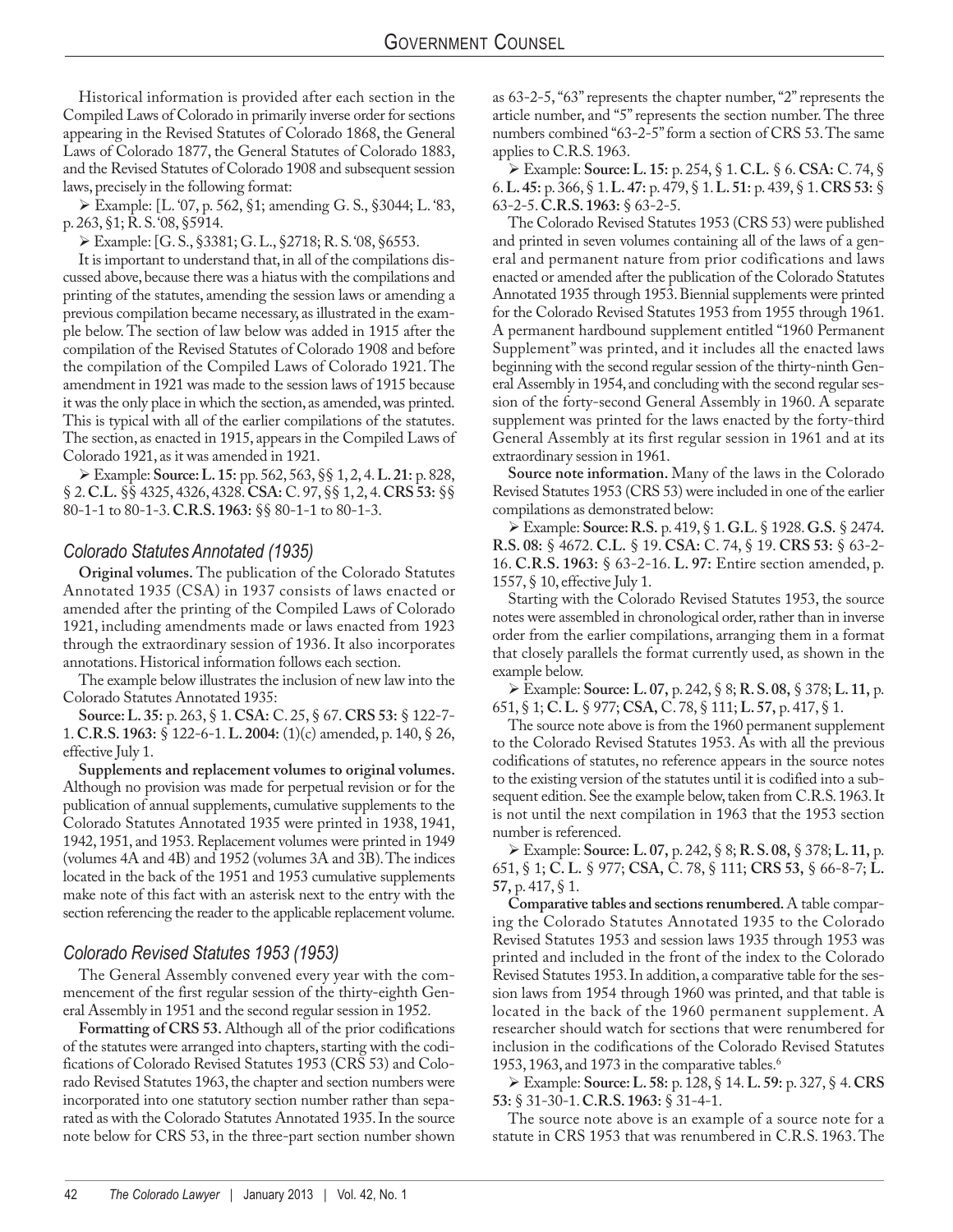Historical information is provided after each section in the Compiled Laws of Colorado in primarily inverse order for sections appearing in the Revised Statutes of Colorado 1868, the General Laws of Colorado 1877, the General Statutes of Colorado 1883, and the Revised Statutes of Colorado 1908 and subsequent session laws, precisely in the following format:

➢ Example: [L. '07, p. 562, §1; amending G. S., §3044; L. '83, p. 263, §1; R. S. '08, §5914.

➢ Example: [G. S., §3381; G. L., §2718; R. S. '08, §6553.

It is important to understand that, in all of the compilations discussed above, because there was a hiatus with the compilations and printing of the statutes, amending the session laws or amending a previous compilation became necessary, as illustrated in the example below. The section of law below was added in 1915 after the compilation of the Revised Statutes of Colorado 1908 and before the compilation of the Compiled Laws of Colorado 1921. The amendment in 1921 was made to the session laws of 1915 because it was the only place in which the section, as amended, was printed. This is typical with all of the earlier compilations of the statutes. The section, as enacted in 1915, appears in the Compiled Laws of Colorado 1921, as it was amended in 1921.

➢ Example: **Source: L. 15:** pp. 562, 563, §§ 1, 2, 4. **L. 21:** p. 828, § 2. **C.L.** §§ 4325, 4326, 4328. **CSA:** C. 97, §§ 1, 2, 4. **CRS 53:** §§ 80-1-1 to 80-1-3. **C.R.S. 1963:** §§ 80-1-1 to 80-1-3.

## *Colorado Statutes Annotated (1935)*

**Original volumes.** The publication of the Colorado Statutes Annotated 1935 (CSA) in 1937 consists of laws enacted or amended after the printing of the Compiled Laws of Colorado 1921, including amendments made or laws enacted from 1923 through the extraordinary session of 1936. It also incorporates annotations. Historical information follows each section.

The example below illustrates the inclusion of new law into the Colorado Statutes Annotated 1935:

**Source: L. 35:** p. 263, § 1. **CSA:** C. 25, § 67. **CRS 53:** § 122-7-1. **C.R.S. 1963:** § 122-6-1. **L. 2004:** (1)(c) amended, p. 140, § 26, effective July 1.

**Supplements and replacement volumes to original volumes.** Although no provision was made for perpetual revision or for the publication of annual supplements, cumulative supplements to the Colorado Statutes Annotated 1935 were printed in 1938, 1941, 1942, 1951, and 1953. Replacement volumes were printed in 1949 (volumes 4A and 4B) and 1952 (volumes 3A and 3B). The indices located in the back of the 1951 and 1953 cumulative supplements make note of this fact with an asterisk next to the entry with the section referencing the reader to the applicable replacement volume.

## *Colorado Revised Statutes 1953 (1953)*

The General Assembly convened every year with the commencement of the first regular session of the thirty-eighth General Assembly in 1951 and the second regular session in 1952.

**Formatting of CRS 53.** Although all of the prior codifications of the statutes were arranged into chapters, starting with the codifications of Colorado Revised Statutes 1953 (CRS 53) and Colorado Revised Statutes 1963, the chapter and section numbers were incorporated into one statutory section number rather than separated as with the Colorado Statutes Annotated 1935. In the source note below for CRS 53, in the three-part section number shown as 63-2-5, "63" represents the chapter number, "2" represents the article number, and "5" represents the section number. The three numbers combined "63-2-5" form a section of CRS 53. The same applies to C.R.S. 1963.

➢ Example: **Source: L. 15:** p. 254, § 1. **C.L.** § 6. **CSA:** C. 74, § 6. **L. 45:** p. 366, § 1. **L. 47:** p. 479, § 1. **L. 51:** p. 439, § 1. **CRS 53:** § 63-2-5. **C.R.S. 1963:** § 63-2-5.

The Colorado Revised Statutes 1953 (CRS 53) were published and printed in seven volumes containing all of the laws of a general and permanent nature from prior codifications and laws enacted or amended after the publication of the Colorado Statutes Annotated 1935 through 1953. Biennial supplements were printed for the Colorado Revised Statutes 1953 from 1955 through 1961. A permanent hardbound supplement entitled "1960 Permanent Supplement" was printed, and it includes all the enacted laws beginning with the second regular session of the thirty-ninth General Assembly in 1954, and concluding with the second regular session of the forty-second General Assembly in 1960. A separate supplement was printed for the laws enacted by the forty-third General Assembly at its first regular session in 1961 and at its extraordinary session in 1961.

**Source note information.** Many of the laws in the Colorado Revised Statutes 1953 (CRS 53) were included in one of the earlier compilations as demonstrated below:

➢ Example: **Source: R.S.** p. 419, § 1. **G.L.** § 1928. **G.S.** § 2474. **R.S. 08:** § 4672. **C.L.** § 19. **CSA:** C. 74, § 19. **CRS 53:** § 63-2-16. **C.R.S. 1963:** § 63-2-16. **L. 97:** Entire section amended, p. 1557, § 10, effective July 1.

Starting with the Colorado Revised Statutes 1953, the source notes were assembled in chronological order, rather than in inverse order from the earlier compilations, arranging them in a format that closely parallels the format currently used, as shown in the example below.

➢ Example: **Source: L. 07,** p. 242, § 8; **R. S. 08,** § 378; **L. 11,** p. 651, § 1; **C. L.** § 977; **CSA,** C. 78, § 111; **L. 57,** p. 417, § 1.

The source note above is from the 1960 permanent supplement to the Colorado Revised Statutes 1953. As with all the previous codifications of statutes, no reference appears in the source notes to the existing version of the statutes until it is codified into a subsequent edition. See the example below, taken from C.R.S. 1963. It is not until the next compilation in 1963 that the 1953 section number is referenced.

➢ Example: **Source: L. 07,** p. 242, § 8; **R. S. 08,** § 378; **L. 11,** p. 651, § 1; **C. L.** § 977; **CSA,** C. 78, § 111; **CRS 53,** § 66-8-7; **L. 57,** p. 417, § 1.

**Comparative tables and sections renumbered.** A table comparing the Colorado Statutes Annotated 1935 to the Colorado Revised Statutes 1953 and session laws 1935 through 1953 was printed and included in the front of the index to the Colorado Revised Statutes 1953. In addition, a comparative table for the session laws from 1954 through 1960 was printed, and that table is located in the back of the 1960 permanent supplement. A researcher should watch for sections that were renumbered for inclusion in the codifications of the Colorado Revised Statutes 1953, 1963, and 1973 in the comparative tables.[6]

➢ Example: **Source: L. 58:** p. 128, § 14. **L. 59:** p. 327, § 4. **CRS 53:** § 31-30-1. **C.R.S. 1963:** § 31-4-1.

The source note above is an example of a source note for a statute in CRS 1953 that was renumbered in C.R.S. 1963. The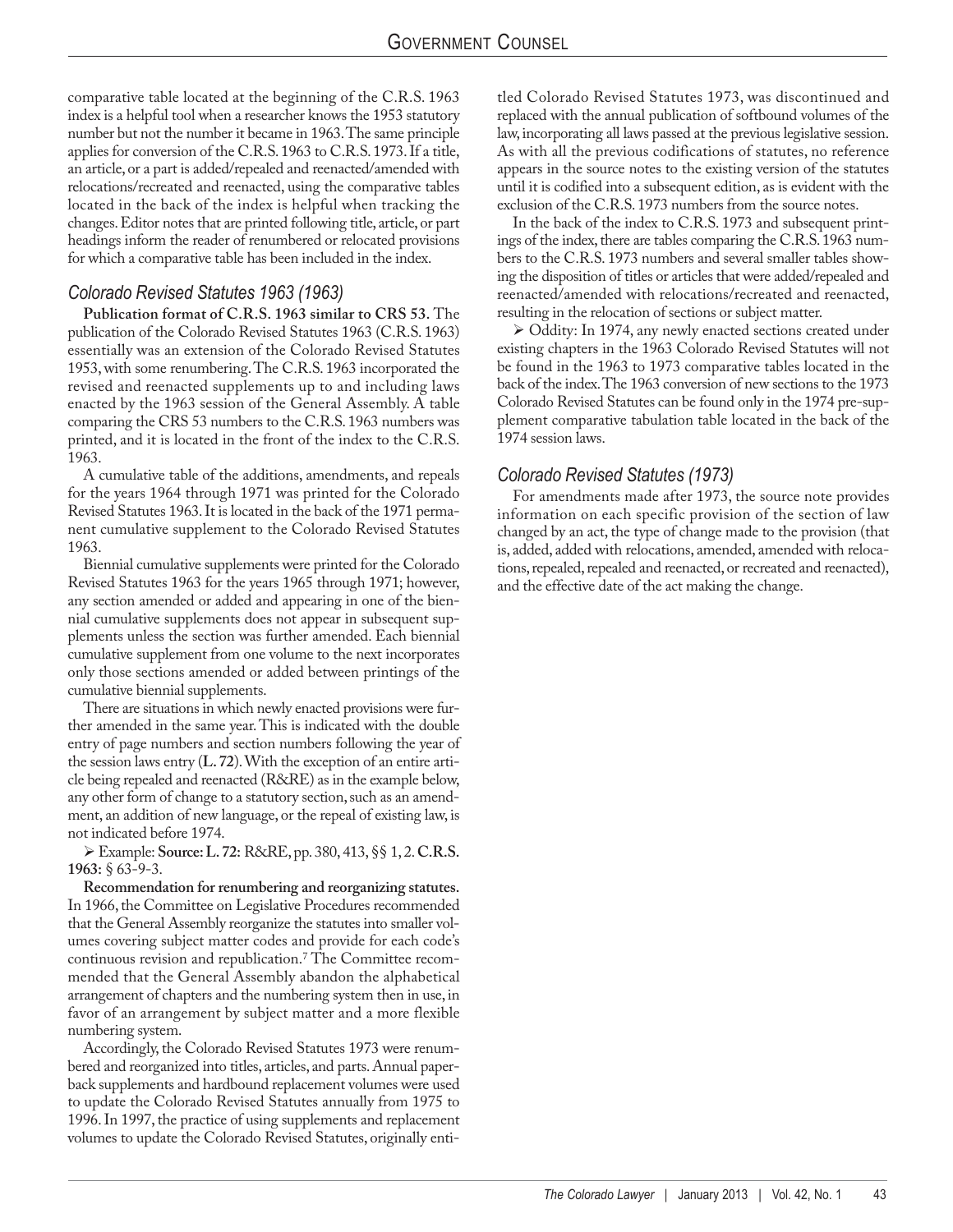comparative table located at the beginning of the C.R.S. 1963 index is a helpful tool when a researcher knows the 1953 statutory number but not the number it became in 1963. The same principle applies for conversion of the C.R.S. 1963 to C.R.S. 1973. If a title, an article, or a part is added/repealed and reenacted/amended with relocations/recreated and reenacted, using the comparative tables located in the back of the index is helpful when tracking the changes. Editor notes that are printed following title, article, or part headings inform the reader of renumbered or relocated provisions for which a comparative table has been included in the index.

### *Colorado Revised Statutes 1963 (1963)*

**Publication format of C.R.S. 1963 similar to CRS 53.** The publication of the Colorado Revised Statutes 1963 (C.R.S. 1963) essentially was an extension of the Colorado Revised Statutes 1953, with some renumbering. The C.R.S. 1963 incorporated the revised and reenacted supplements up to and including laws enacted by the 1963 session of the General Assembly. A table comparing the CRS 53 numbers to the C.R.S. 1963 numbers was printed, and it is located in the front of the index to the C.R.S. 1963.

A cumulative table of the additions, amendments, and repeals for the years 1964 through 1971 was printed for the Colorado Revised Statutes 1963. It is located in the back of the 1971 permanent cumulative supplement to the Colorado Revised Statutes 1963.

Biennial cumulative supplements were printed for the Colorado Revised Statutes 1963 for the years 1965 through 1971; however, any section amended or added and appearing in one of the biennial cumulative supplements does not appear in subsequent supplements unless the section was further amended. Each biennial cumulative supplement from one volume to the next incorporates only those sections amended or added between printings of the cumulative biennial supplements.

There are situations in which newly enacted provisions were further amended in the same year. This is indicated with the double entry of page numbers and section numbers following the year of the session laws entry (**L. 72**). With the exception of an entire article being repealed and reenacted (R&RE) as in the example below, any other form of change to a statutory section, such as an amendment, an addition of new language, or the repeal of existing law, is not indicated before 1974.

- Example: **Source: L. 72:** R&RE, pp. 380, 413, §§ 1, 2. **C.R.S. 1963:** § 63-9-3.

**Recommendation for renumbering and reorganizing statutes.** In 1966, the Committee on Legislative Procedures recommended that the General Assembly reorganize the statutes into smaller volumes covering subject matter codes and provide for each code's continuous revision and republication.[7] The Committee recommended that the General Assembly abandon the alphabetical arrangement of chapters and the numbering system then in use, in favor of an arrangement by subject matter and a more flexible numbering system.

Accordingly, the Colorado Revised Statutes 1973 were renumbered and reorganized into titles, articles, and parts. Annual paperback supplements and hardbound replacement volumes were used to update the Colorado Revised Statutes annually from 1975 to 1996. In 1997, the practice of using supplements and replacement volumes to update the Colorado Revised Statutes, originally entitled Colorado Revised Statutes 1973, was discontinued and replaced with the annual publication of softbound volumes of the law, incorporating all laws passed at the previous legislative session. As with all the previous codifications of statutes, no reference appears in the source notes to the existing version of the statutes until it is codified into a subsequent edition, as is evident with the exclusion of the C.R.S. 1973 numbers from the source notes.

In the back of the index to C.R.S. 1973 and subsequent printings of the index, there are tables comparing the C.R.S. 1963 numbers to the C.R.S. 1973 numbers and several smaller tables showing the disposition of titles or articles that were added/repealed and reenacted/amended with relocations/recreated and reenacted, resulting in the relocation of sections or subject matter.

- Oddity: In 1974, any newly enacted sections created under existing chapters in the 1963 Colorado Revised Statutes will not be found in the 1963 to 1973 comparative tables located in the back of the index. The 1963 conversion of new sections to the 1973 Colorado Revised Statutes can be found only in the 1974 pre-supplement comparative tabulation table located in the back of the 1974 session laws.

### *Colorado Revised Statutes (1973)*

For amendments made after 1973, the source note provides information on each specific provision of the section of law changed by an act, the type of change made to the provision (that is, added, added with relocations, amended, amended with relocations, repealed, repealed and reenacted, or recreated and reenacted), and the effective date of the act making the change.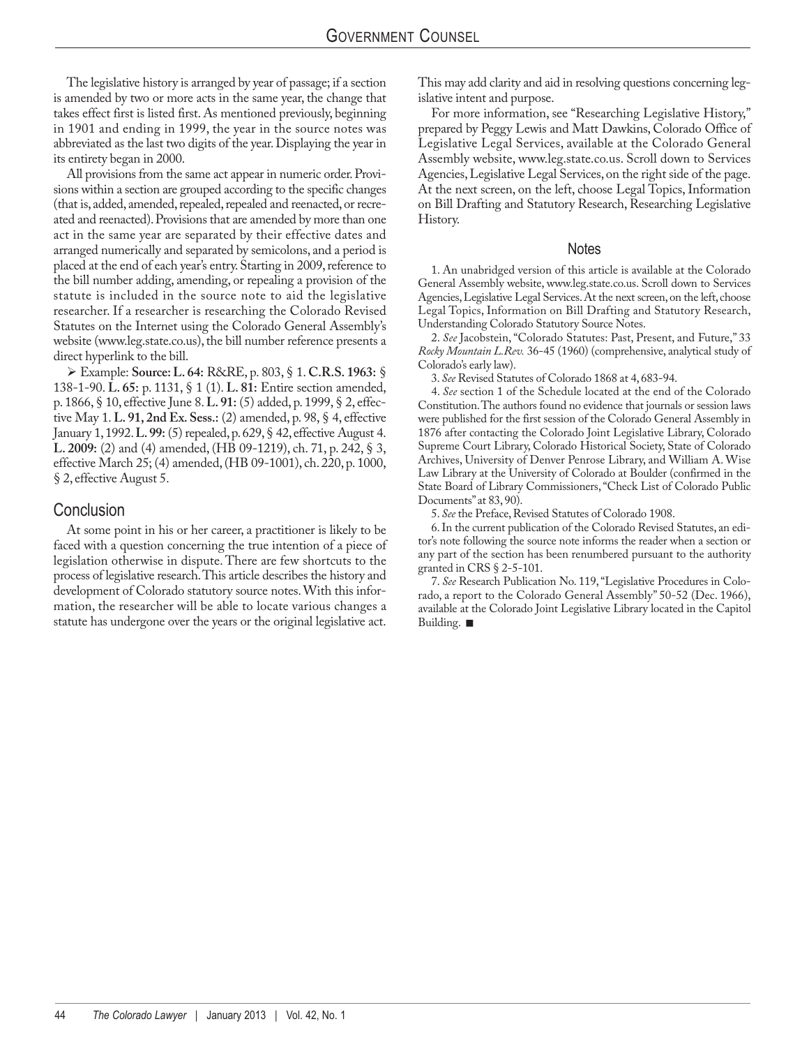The legislative history is arranged by year of passage; if a section is amended by two or more acts in the same year, the change that takes effect first is listed first. As mentioned previously, beginning in 1901 and ending in 1999, the year in the source notes was abbreviated as the last two digits of the year. Displaying the year in its entirety began in 2000.

All provisions from the same act appear in numeric order. Provisions within a section are grouped according to the specific changes (that is, added, amended, repealed, repealed and reenacted, or recreated and reenacted). Provisions that are amended by more than one act in the same year are separated by their effective dates and arranged numerically and separated by semicolons, and a period is placed at the end of each year's entry. Starting in 2009, reference to the bill number adding, amending, or repealing a provision of the statute is included in the source note to aid the legislative researcher. If a researcher is researching the Colorado Revised Statutes on the Internet using the Colorado General Assembly's website (www.leg.state.co.us), the bill number reference presents a direct hyperlink to the bill.

- Example: **Source: L. 64:** R&RE, p. 803, § 1. **C.R.S. 1963:** § 138-1-90. **L. 65:** p. 1131, § 1 (1). **L. 81:** Entire section amended, p. 1866, § 10, effective June 8. **L. 91:** (5) added, p. 1999, § 2, effective May 1. **L. 91, 2nd Ex. Sess.:** (2) amended, p. 98, § 4, effective January 1, 1992. **L. 99:** (5) repealed, p. 629, § 42, effective August 4. **L. 2009:** (2) and (4) amended, (HB 09-1219), ch. 71, p. 242, § 3, effective March 25; (4) amended, (HB 09-1001), ch. 220, p. 1000, § 2, effective August 5.

## Conclusion

At some point in his or her career, a practitioner is likely to be faced with a question concerning the true intention of a piece of legislation otherwise in dispute. There are few shortcuts to the process of legislative research. This article describes the history and development of Colorado statutory source notes. With this information, the researcher will be able to locate various changes a statute has undergone over the years or the original legislative act. This may add clarity and aid in resolving questions concerning legislative intent and purpose.

For more information, see "Researching Legislative History," prepared by Peggy Lewis and Matt Dawkins, Colorado Office of Legislative Legal Services, available at the Colorado General Assembly website, www.leg.state.co.us. Scroll down to Services Agencies, Legislative Legal Services, on the right side of the page. At the next screen, on the left, choose Legal Topics, Information on Bill Drafting and Statutory Research, Researching Legislative History.

## Notes

1. An unabridged version of this article is available at the Colorado General Assembly website, www.leg.state.co.us. Scroll down to Services Agencies, Legislative Legal Services. At the next screen, on the left, choose Legal Topics, Information on Bill Drafting and Statutory Research, Understanding Colorado Statutory Source Notes.

2. *See* Jacobstein, "Colorado Statutes: Past, Present, and Future," 33 *Rocky Mountain L.Rev.* 36-45 (1960) (comprehensive, analytical study of Colorado's early law).

3. *See* Revised Statutes of Colorado 1868 at 4, 683-94.

4. *See* section 1 of the Schedule located at the end of the Colorado Constitution. The authors found no evidence that journals or session laws were published for the first session of the Colorado General Assembly in 1876 after contacting the Colorado Joint Legislative Library, Colorado Supreme Court Library, Colorado Historical Society, State of Colorado Archives, University of Denver Penrose Library, and William A. Wise Law Library at the University of Colorado at Boulder (confirmed in the State Board of Library Commissioners, "Check List of Colorado Public Documents" at 83, 90).

5. *See* the Preface, Revised Statutes of Colorado 1908.

6. In the current publication of the Colorado Revised Statutes, an editor's note following the source note informs the reader when a section or any part of the section has been renumbered pursuant to the authority granted in CRS § 2-5-101.

7. *See* Research Publication No. 119, "Legislative Procedures in Colorado, a report to the Colorado General Assembly" 50-52 (Dec. 1966), available at the Colorado Joint Legislative Library located in the Capitol Building. ■